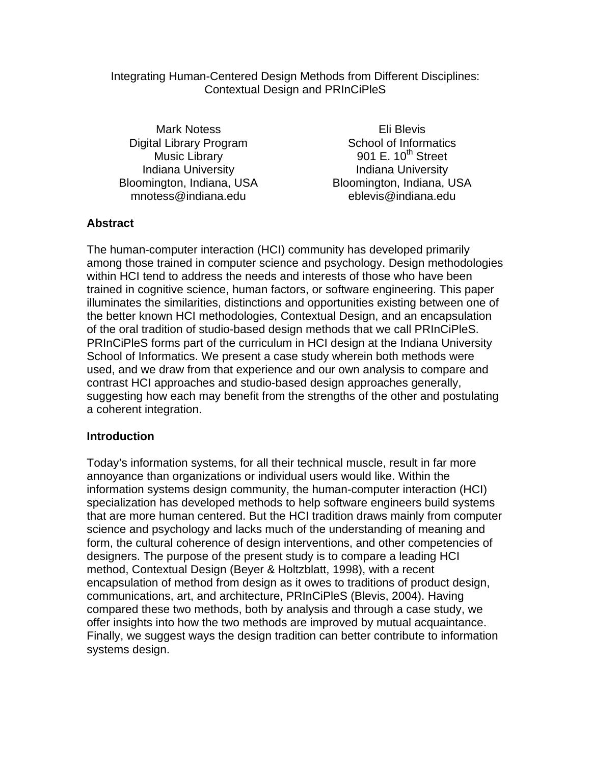# Integrating Human-Centered Design Methods from Different Disciplines: Contextual Design and PRInCiPleS

Mark Notess
Digital Library Program
Music Library
Indiana University
Bloomington, Indiana, USA
mnotess@indiana.edu

Eli Blevis
School of Informatics
901 E. 10th Street
Indiana University
Bloomington, Indiana, USA
eblevis@indiana.edu

## Abstract

The human-computer interaction (HCI) community has developed primarily among those trained in computer science and psychology. Design methodologies within HCI tend to address the needs and interests of those who have been trained in cognitive science, human factors, or software engineering. This paper illuminates the similarities, distinctions and opportunities existing between one of the better known HCI methodologies, Contextual Design, and an encapsulation of the oral tradition of studio-based design methods that we call PRInCiPleS. PRInCiPleS forms part of the curriculum in HCI design at the Indiana University School of Informatics. We present a case study wherein both methods were used, and we draw from that experience and our own analysis to compare and contrast HCI approaches and studio-based design approaches generally, suggesting how each may benefit from the strengths of the other and postulating a coherent integration.

## Introduction

Today's information systems, for all their technical muscle, result in far more annoyance than organizations or individual users would like. Within the information systems design community, the human-computer interaction (HCI) specialization has developed methods to help software engineers build systems that are more human centered. But the HCI tradition draws mainly from computer science and psychology and lacks much of the understanding of meaning and form, the cultural coherence of design interventions, and other competencies of designers. The purpose of the present study is to compare a leading HCI method, Contextual Design (Beyer & Holtzblatt, 1998), with a recent encapsulation of method from design as it owes to traditions of product design, communications, art, and architecture, PRInCiPleS (Blevis, 2004). Having compared these two methods, both by analysis and through a case study, we offer insights into how the two methods are improved by mutual acquaintance. Finally, we suggest ways the design tradition can better contribute to information systems design.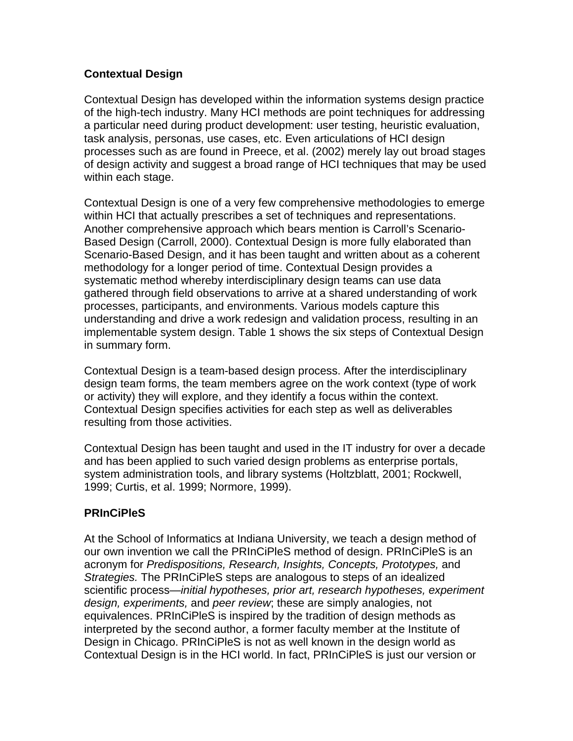## Contextual Design

Contextual Design has developed within the information systems design practice of the high-tech industry. Many HCI methods are point techniques for addressing a particular need during product development: user testing, heuristic evaluation, task analysis, personas, use cases, etc. Even articulations of HCI design processes such as are found in Preece, et al. (2002) merely lay out broad stages of design activity and suggest a broad range of HCI techniques that may be used within each stage.

Contextual Design is one of a very few comprehensive methodologies to emerge within HCI that actually prescribes a set of techniques and representations. Another comprehensive approach which bears mention is Carroll's Scenario-Based Design (Carroll, 2000). Contextual Design is more fully elaborated than Scenario-Based Design, and it has been taught and written about as a coherent methodology for a longer period of time. Contextual Design provides a systematic method whereby interdisciplinary design teams can use data gathered through field observations to arrive at a shared understanding of work processes, participants, and environments. Various models capture this understanding and drive a work redesign and validation process, resulting in an implementable system design. Table 1 shows the six steps of Contextual Design in summary form.

Contextual Design is a team-based design process. After the interdisciplinary design team forms, the team members agree on the work context (type of work or activity) they will explore, and they identify a focus within the context. Contextual Design specifies activities for each step as well as deliverables resulting from those activities.

Contextual Design has been taught and used in the IT industry for over a decade and has been applied to such varied design problems as enterprise portals, system administration tools, and library systems (Holtzblatt, 2001; Rockwell, 1999; Curtis, et al. 1999; Normore, 1999).

## PRInCiPleS

At the School of Informatics at Indiana University, we teach a design method of our own invention we call the PRInCiPleS method of design. PRInCiPleS is an acronym for *Predispositions, Research, Insights, Concepts, Prototypes,* and *Strategies.* The PRInCiPleS steps are analogous to steps of an idealized scientific process—*initial hypotheses, prior art, research hypotheses, experiment design, experiments,* and *peer review*; these are simply analogies, not equivalences. PRInCiPleS is inspired by the tradition of design methods as interpreted by the second author, a former faculty member at the Institute of Design in Chicago. PRInCiPleS is not as well known in the design world as Contextual Design is in the HCI world. In fact, PRInCiPleS is just our version or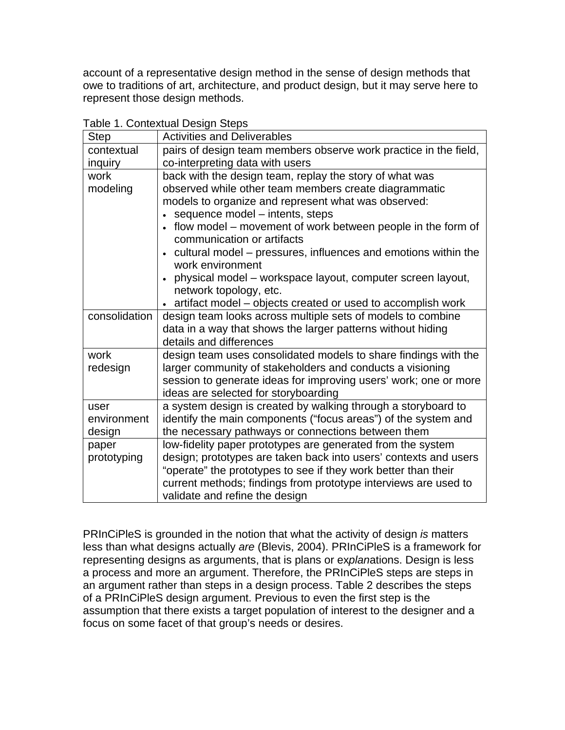account of a representative design method in the sense of design methods that owe to traditions of art, architecture, and product design, but it may serve here to represent those design methods.

Table 1. Contextual Design Steps

| Step | Activities and Deliverables |
|---|---|
| contextual inquiry | pairs of design team members observe work practice in the field, co-interpreting data with users |
| work modeling | back with the design team, replay the story of what was observed while other team members create diagrammatic models to organize and represent what was observed:<br>• sequence model – intents, steps<br>• flow model – movement of work between people in the form of communication or artifacts<br>• cultural model – pressures, influences and emotions within the work environment<br>• physical model – workspace layout, computer screen layout, network topology, etc.<br>• artifact model – objects created or used to accomplish work |
| consolidation | design team looks across multiple sets of models to combine data in a way that shows the larger patterns without hiding details and differences |
| work redesign | design team uses consolidated models to share findings with the larger community of stakeholders and conducts a visioning session to generate ideas for improving users' work; one or more ideas are selected for storyboarding |
| user environment design | a system design is created by walking through a storyboard to identify the main components ("focus areas") of the system and the necessary pathways or connections between them |
| paper prototyping | low-fidelity paper prototypes are generated from the system design; prototypes are taken back into users' contexts and users "operate" the prototypes to see if they work better than their current methods; findings from prototype interviews are used to validate and refine the design |

PRInCiPleS is grounded in the notion that what the activity of design *is* matters less than what designs actually *are* (Blevis, 2004). PRInCiPleS is a framework for representing designs as arguments, that is plans or ex*plan*ations. Design is less a process and more an argument. Therefore, the PRInCiPleS steps are steps in an argument rather than steps in a design process. Table 2 describes the steps of a PRInCiPleS design argument. Previous to even the first step is the assumption that there exists a target population of interest to the designer and a focus on some facet of that group's needs or desires.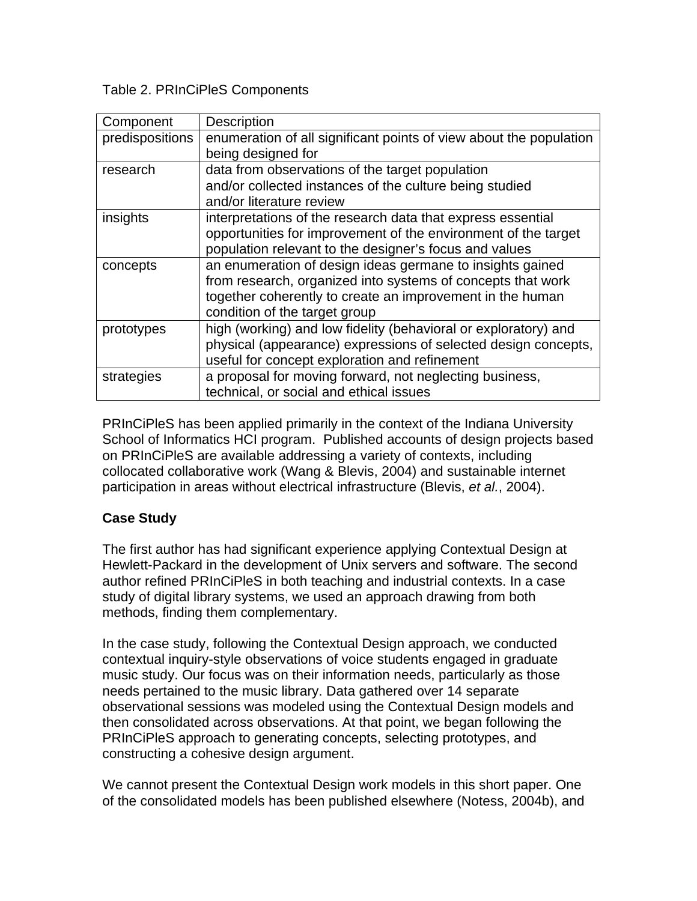Table 2. PRInCiPleS Components

| Component | Description |
|---|---|
| predispositions | enumeration of all significant points of view about the population being designed for |
| research | data from observations of the target population and/or collected instances of the culture being studied and/or literature review |
| insights | interpretations of the research data that express essential opportunities for improvement of the environment of the target population relevant to the designer's focus and values |
| concepts | an enumeration of design ideas germane to insights gained from research, organized into systems of concepts that work together coherently to create an improvement in the human condition of the target group |
| prototypes | high (working) and low fidelity (behavioral or exploratory) and physical (appearance) expressions of selected design concepts, useful for concept exploration and refinement |
| strategies | a proposal for moving forward, not neglecting business, technical, or social and ethical issues |

PRInCiPleS has been applied primarily in the context of the Indiana University School of Informatics HCI program. Published accounts of design projects based on PRInCiPleS are available addressing a variety of contexts, including collocated collaborative work (Wang & Blevis, 2004) and sustainable internet participation in areas without electrical infrastructure (Blevis, *et al.*, 2004).

**Case Study**

The first author has had significant experience applying Contextual Design at Hewlett-Packard in the development of Unix servers and software. The second author refined PRInCiPleS in both teaching and industrial contexts. In a case study of digital library systems, we used an approach drawing from both methods, finding them complementary.

In the case study, following the Contextual Design approach, we conducted contextual inquiry-style observations of voice students engaged in graduate music study. Our focus was on their information needs, particularly as those needs pertained to the music library. Data gathered over 14 separate observational sessions was modeled using the Contextual Design models and then consolidated across observations. At that point, we began following the PRInCiPleS approach to generating concepts, selecting prototypes, and constructing a cohesive design argument.

We cannot present the Contextual Design work models in this short paper. One of the consolidated models has been published elsewhere (Notess, 2004b), and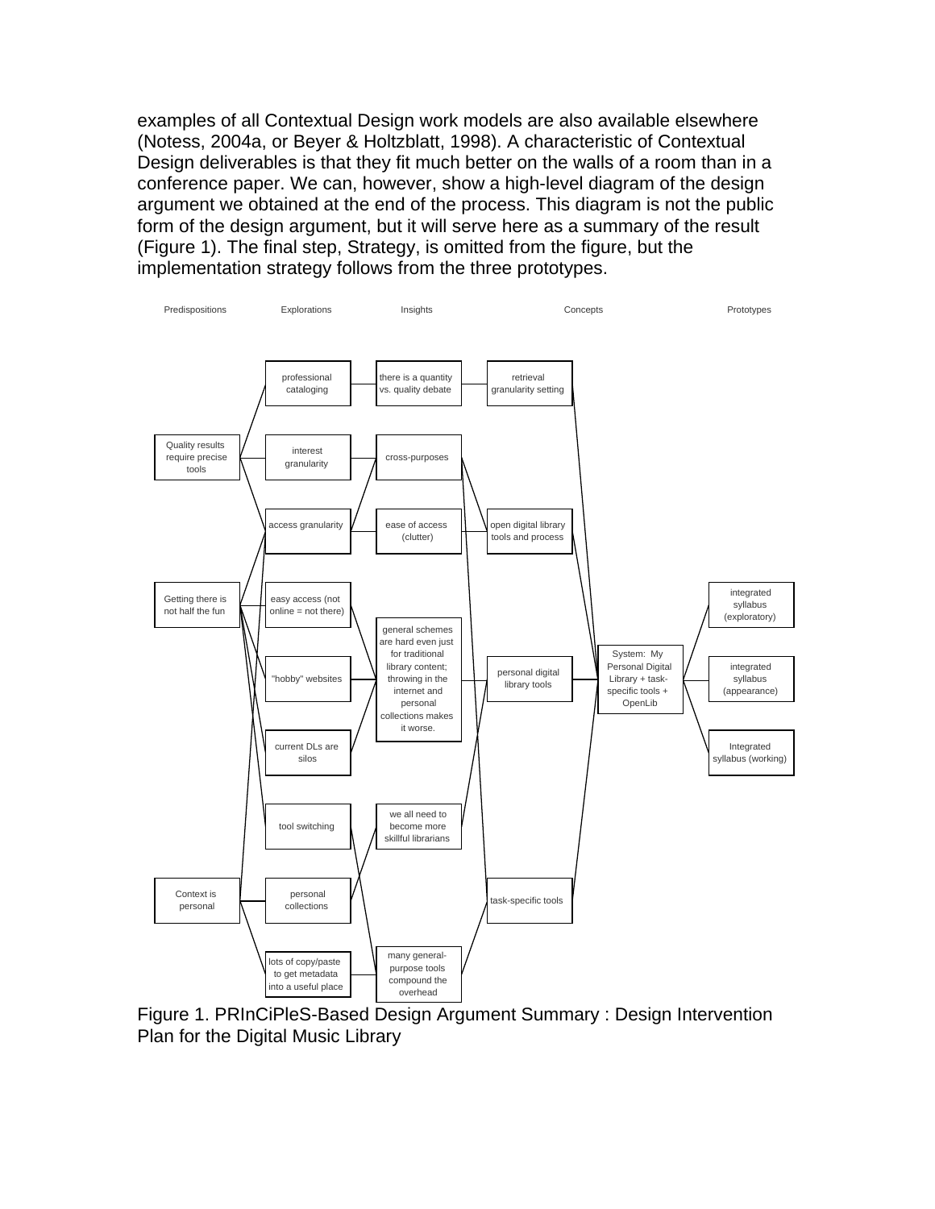examples of all Contextual Design work models are also available elsewhere (Notess, 2004a, or Beyer & Holtzblatt, 1998). A characteristic of Contextual Design deliverables is that they fit much better on the walls of a room than in a conference paper. We can, however, show a high-level diagram of the design argument we obtained at the end of the process. This diagram is not the public form of the design argument, but it will serve here as a summary of the result (Figure 1). The final step, Strategy, is omitted from the figure, but the implementation strategy follows from the three prototypes.

Predispositions | Explorations | Insights | Concepts | Prototypes

Quality results require precise tools

Getting there is not half the fun

Context is personal

professional cataloging

interest granularity

access granularity

easy access (not online = not there)

"hobby" websites

current DLs are silos

tool switching

personal collections

lots of copy/paste to get metadata into a useful place

there is a quantity vs. quality debate

cross-purposes

ease of access (clutter)

general schemes are hard even just for traditional library content; throwing in the internet and personal collections makes it worse.

we all need to become more skillful librarians

many general-purpose tools compound the overhead

retrieval granularity setting

open digital library tools and process

personal digital library tools

task-specific tools

System: My Personal Digital Library + task-specific tools + OpenLib

integrated syllabus (exploratory)

integrated syllabus (appearance)

Integrated syllabus (working)

Figure 1. PRInCiPleS-Based Design Argument Summary : Design Intervention Plan for the Digital Music Library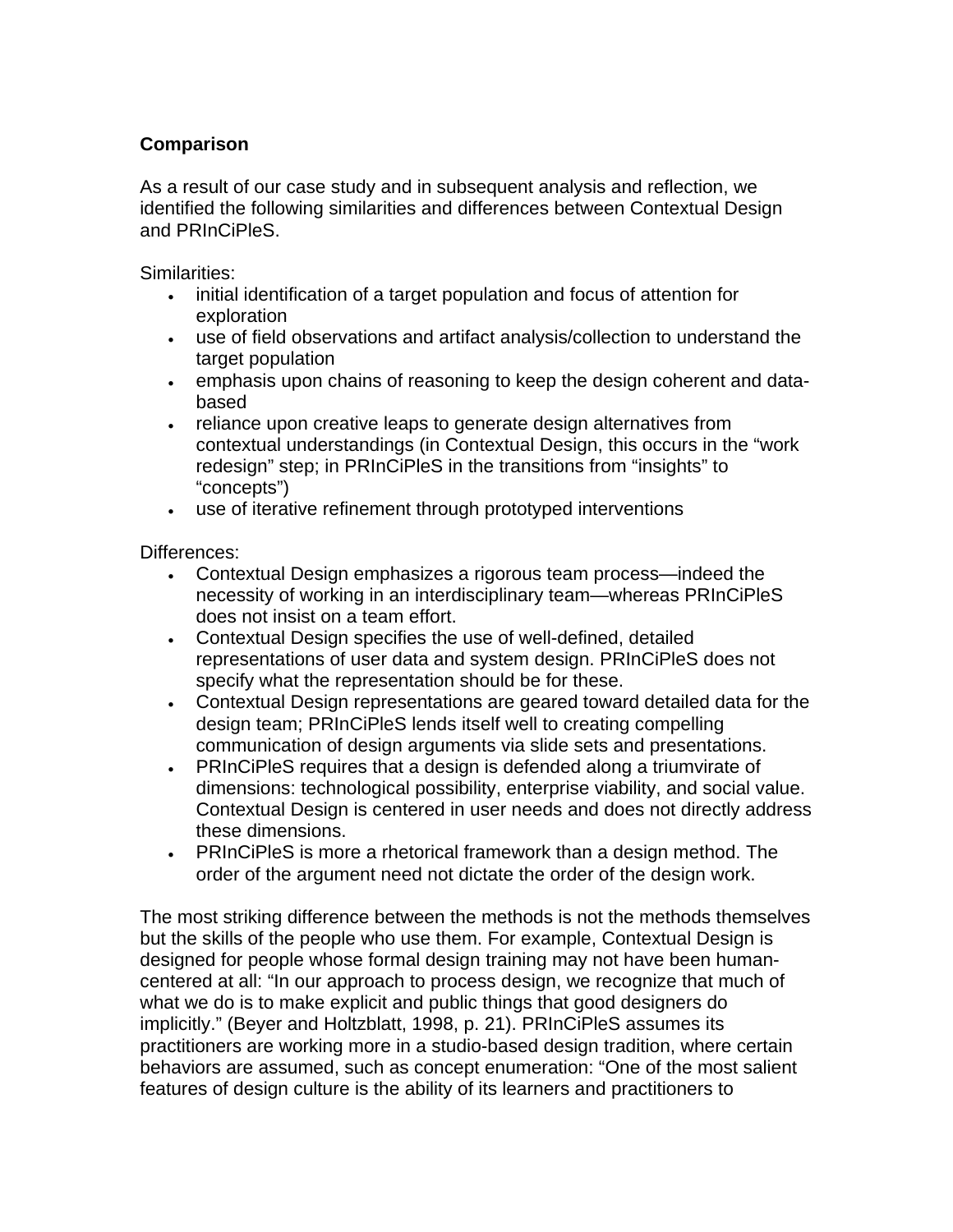### Comparison

As a result of our case study and in subsequent analysis and reflection, we identified the following similarities and differences between Contextual Design and PRInCiPleS.

Similarities:

- initial identification of a target population and focus of attention for exploration
- use of field observations and artifact analysis/collection to understand the target population
- emphasis upon chains of reasoning to keep the design coherent and data-based
- reliance upon creative leaps to generate design alternatives from contextual understandings (in Contextual Design, this occurs in the "work redesign" step; in PRInCiPleS in the transitions from "insights" to "concepts")
- use of iterative refinement through prototyped interventions

Differences:

- Contextual Design emphasizes a rigorous team process—indeed the necessity of working in an interdisciplinary team—whereas PRInCiPleS does not insist on a team effort.
- Contextual Design specifies the use of well-defined, detailed representations of user data and system design. PRInCiPleS does not specify what the representation should be for these.
- Contextual Design representations are geared toward detailed data for the design team; PRInCiPleS lends itself well to creating compelling communication of design arguments via slide sets and presentations.
- PRInCiPleS requires that a design is defended along a triumvirate of dimensions: technological possibility, enterprise viability, and social value. Contextual Design is centered in user needs and does not directly address these dimensions.
- PRInCiPleS is more a rhetorical framework than a design method. The order of the argument need not dictate the order of the design work.

The most striking difference between the methods is not the methods themselves but the skills of the people who use them. For example, Contextual Design is designed for people whose formal design training may not have been human-centered at all: "In our approach to process design, we recognize that much of what we do is to make explicit and public things that good designers do implicitly." (Beyer and Holtzblatt, 1998, p. 21). PRInCiPleS assumes its practitioners are working more in a studio-based design tradition, where certain behaviors are assumed, such as concept enumeration: "One of the most salient features of design culture is the ability of its learners and practitioners to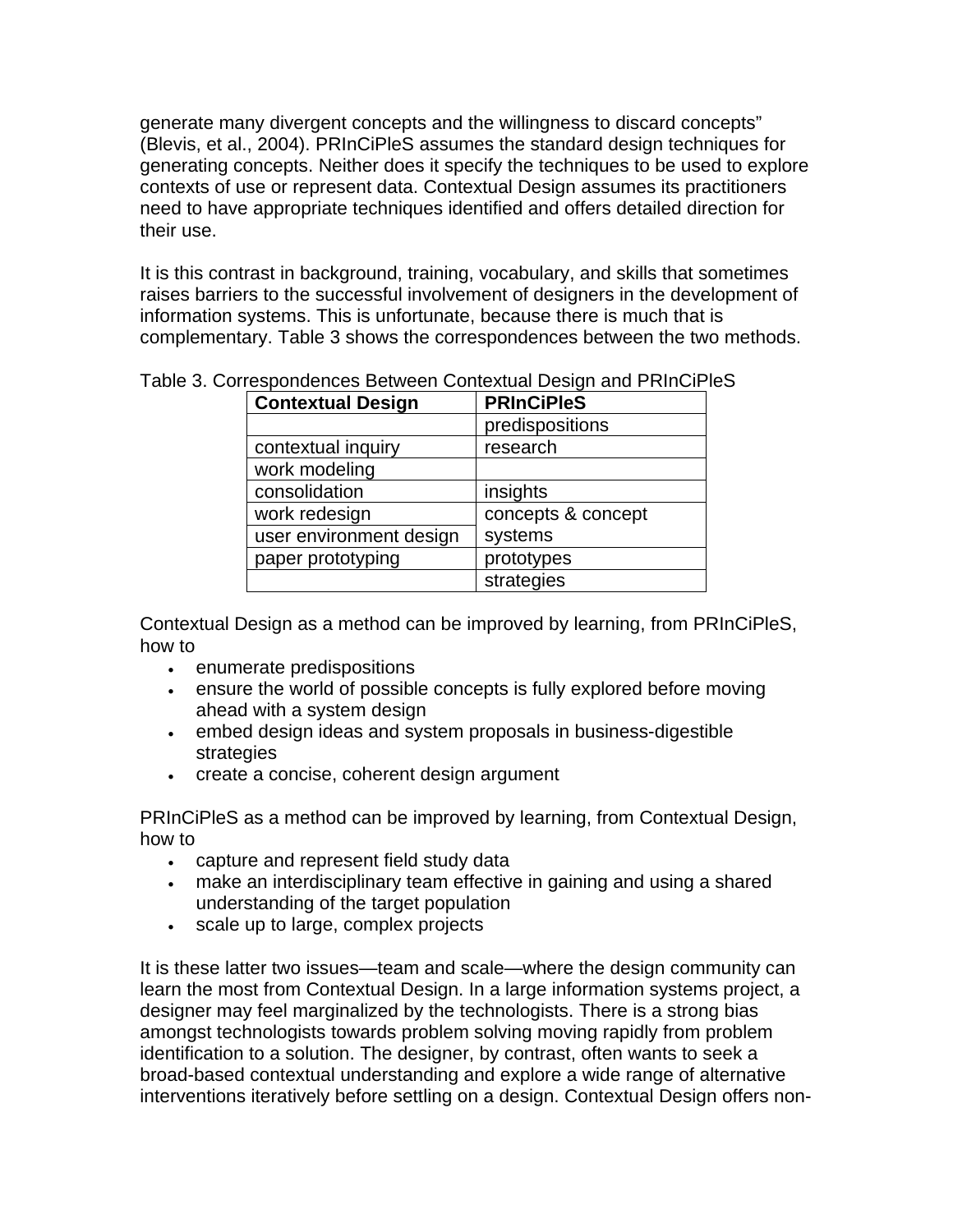generate many divergent concepts and the willingness to discard concepts" (Blevis, et al., 2004). PRInCiPleS assumes the standard design techniques for generating concepts. Neither does it specify the techniques to be used to explore contexts of use or represent data. Contextual Design assumes its practitioners need to have appropriate techniques identified and offers detailed direction for their use.

It is this contrast in background, training, vocabulary, and skills that sometimes raises barriers to the successful involvement of designers in the development of information systems. This is unfortunate, because there is much that is complementary. Table 3 shows the correspondences between the two methods.

Table 3. Correspondences Between Contextual Design and PRInCiPleS

| **Contextual Design** | **PRInCiPleS** |
|---|---|
| | predispositions |
| contextual inquiry | research |
| work modeling | |
| consolidation | insights |
| work redesign | concepts & concept systems |
| user environment design | |
| paper prototyping | prototypes |
| | strategies |

Contextual Design as a method can be improved by learning, from PRInCiPleS, how to

- enumerate predispositions
- ensure the world of possible concepts is fully explored before moving ahead with a system design
- embed design ideas and system proposals in business-digestible strategies
- create a concise, coherent design argument

PRInCiPleS as a method can be improved by learning, from Contextual Design, how to

- capture and represent field study data
- make an interdisciplinary team effective in gaining and using a shared understanding of the target population
- scale up to large, complex projects

It is these latter two issues—team and scale—where the design community can learn the most from Contextual Design. In a large information systems project, a designer may feel marginalized by the technologists. There is a strong bias amongst technologists towards problem solving moving rapidly from problem identification to a solution. The designer, by contrast, often wants to seek a broad-based contextual understanding and explore a wide range of alternative interventions iteratively before settling on a design. Contextual Design offers non-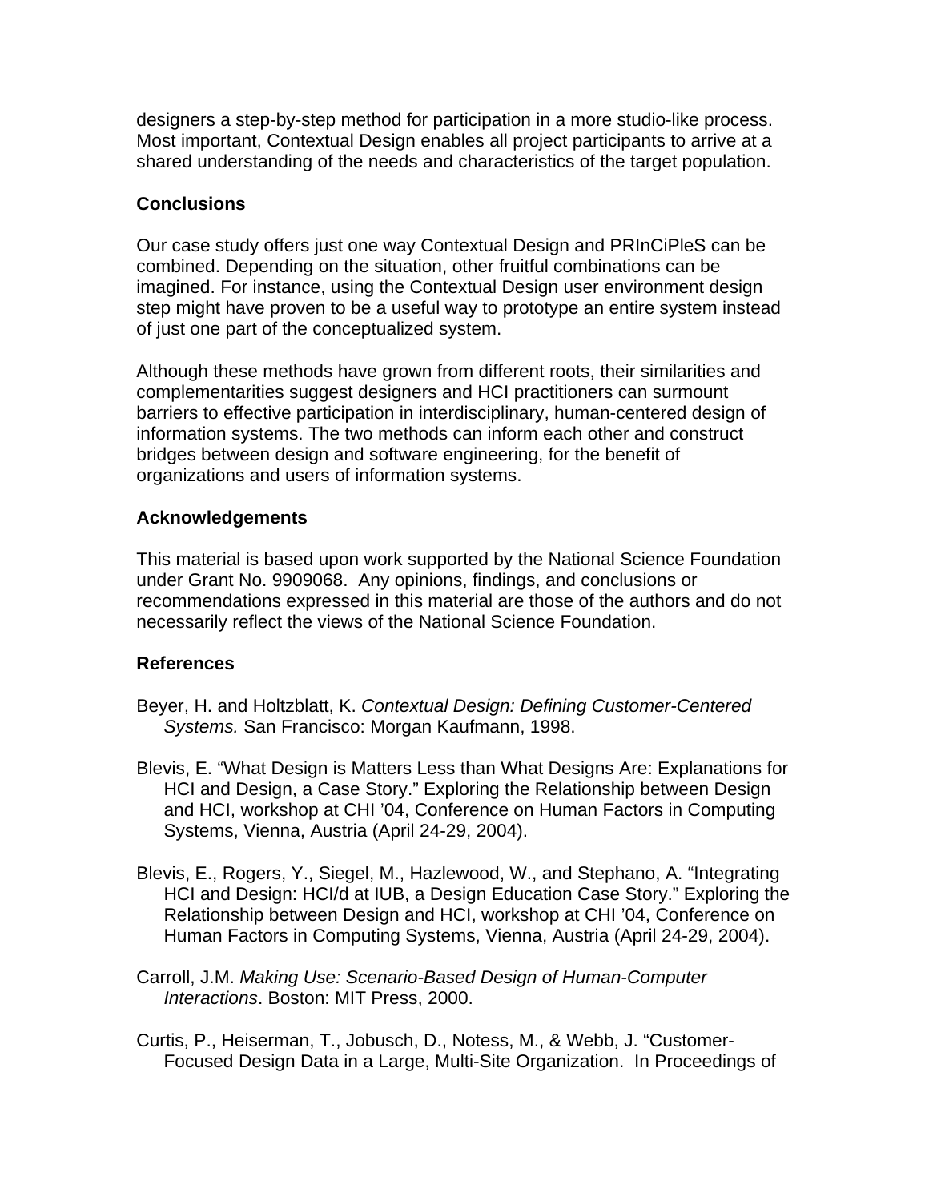designers a step-by-step method for participation in a more studio-like process. Most important, Contextual Design enables all project participants to arrive at a shared understanding of the needs and characteristics of the target population.

## Conclusions

Our case study offers just one way Contextual Design and PRInCiPleS can be combined. Depending on the situation, other fruitful combinations can be imagined. For instance, using the Contextual Design user environment design step might have proven to be a useful way to prototype an entire system instead of just one part of the conceptualized system.

Although these methods have grown from different roots, their similarities and complementarities suggest designers and HCI practitioners can surmount barriers to effective participation in interdisciplinary, human-centered design of information systems. The two methods can inform each other and construct bridges between design and software engineering, for the benefit of organizations and users of information systems.

## Acknowledgements

This material is based upon work supported by the National Science Foundation under Grant No. 9909068. Any opinions, findings, and conclusions or recommendations expressed in this material are those of the authors and do not necessarily reflect the views of the National Science Foundation.

## References

Beyer, H. and Holtzblatt, K. *Contextual Design: Defining Customer-Centered Systems.* San Francisco: Morgan Kaufmann, 1998.

Blevis, E. "What Design is Matters Less than What Designs Are: Explanations for HCI and Design, a Case Story." Exploring the Relationship between Design and HCI, workshop at CHI '04, Conference on Human Factors in Computing Systems, Vienna, Austria (April 24-29, 2004).

Blevis, E., Rogers, Y., Siegel, M., Hazlewood, W., and Stephano, A. "Integrating HCI and Design: HCI/d at IUB, a Design Education Case Story." Exploring the Relationship between Design and HCI, workshop at CHI '04, Conference on Human Factors in Computing Systems, Vienna, Austria (April 24-29, 2004).

Carroll, J.M. *Making Use: Scenario-Based Design of Human-Computer Interactions*. Boston: MIT Press, 2000.

Curtis, P., Heiserman, T., Jobusch, D., Notess, M., & Webb, J. "Customer-Focused Design Data in a Large, Multi-Site Organization. In Proceedings of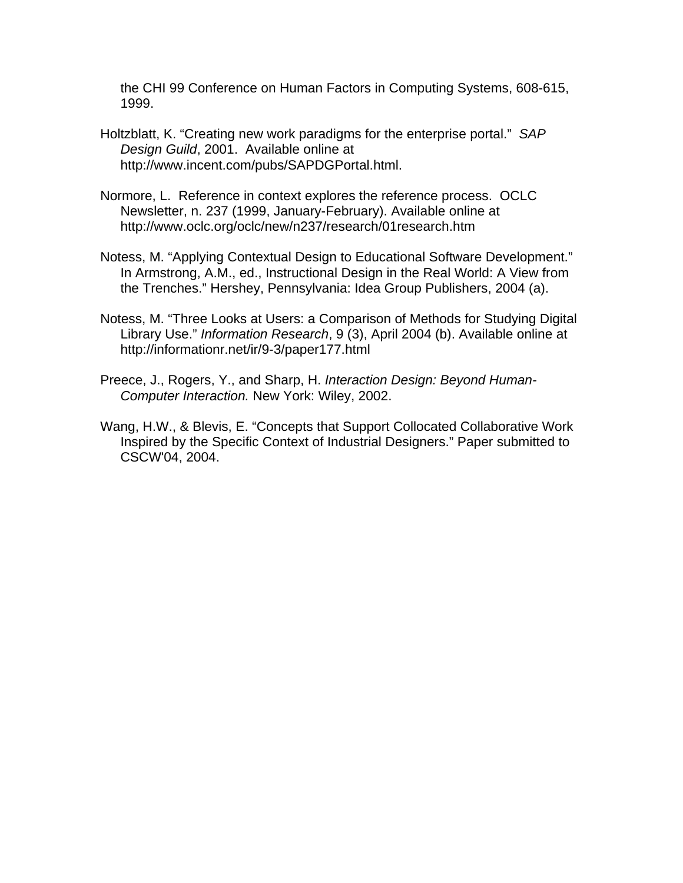the CHI 99 Conference on Human Factors in Computing Systems, 608-615, 1999.

Holtzblatt, K. “Creating new work paradigms for the enterprise portal.” *SAP Design Guild*, 2001. Available online at http://www.incent.com/pubs/SAPDGPortal.html.

Normore, L. Reference in context explores the reference process. OCLC Newsletter, n. 237 (1999, January-February). Available online at http://www.oclc.org/oclc/new/n237/research/01research.htm

Notess, M. “Applying Contextual Design to Educational Software Development.” In Armstrong, A.M., ed., Instructional Design in the Real World: A View from the Trenches.” Hershey, Pennsylvania: Idea Group Publishers, 2004 (a).

Notess, M. “Three Looks at Users: a Comparison of Methods for Studying Digital Library Use.” *Information Research*, 9 (3), April 2004 (b). Available online at http://informationr.net/ir/9-3/paper177.html

Preece, J., Rogers, Y., and Sharp, H. *Interaction Design: Beyond Human-Computer Interaction.* New York: Wiley, 2002.

Wang, H.W., & Blevis, E. “Concepts that Support Collocated Collaborative Work Inspired by the Specific Context of Industrial Designers.” Paper submitted to CSCW'04, 2004.